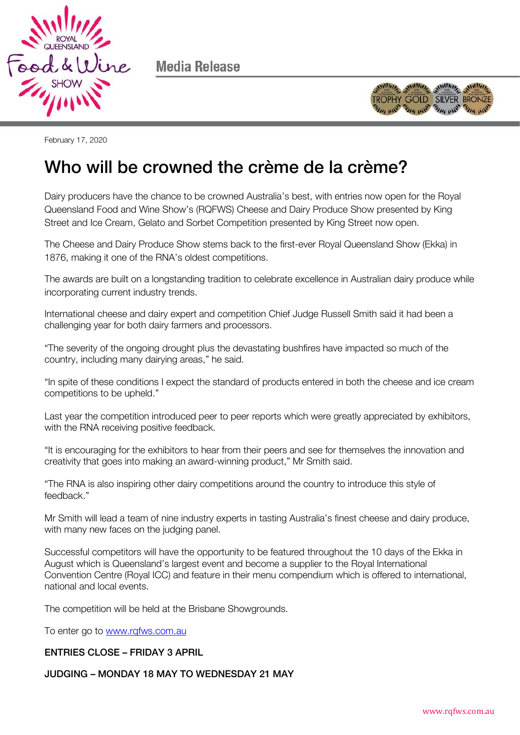Media Release

February 17, 2020

# Who will be crowned the crème de la crème?

Dairy producers have the chance to be crowned Australia's best, with entries now open for the Royal Queensland Food and Wine Show's (RQFWS) Cheese and Dairy Produce Show presented by King Street and Ice Cream, Gelato and Sorbet Competition presented by King Street now open.

The Cheese and Dairy Produce Show stems back to the first-ever Royal Queensland Show (Ekka) in 1876, making it one of the RNA's oldest competitions.

The awards are built on a longstanding tradition to celebrate excellence in Australian dairy produce while incorporating current industry trends.

International cheese and dairy expert and competition Chief Judge Russell Smith said it had been a challenging year for both dairy farmers and processors.

"The severity of the ongoing drought plus the devastating bushfires have impacted so much of the country, including many dairying areas," he said.

"In spite of these conditions I expect the standard of products entered in both the cheese and ice cream competitions to be upheld."

Last year the competition introduced peer to peer reports which were greatly appreciated by exhibitors, with the RNA receiving positive feedback.

"It is encouraging for the exhibitors to hear from their peers and see for themselves the innovation and creativity that goes into making an award-winning product," Mr Smith said.

"The RNA is also inspiring other dairy competitions around the country to introduce this style of feedback."

Mr Smith will lead a team of nine industry experts in tasting Australia's finest cheese and dairy produce, with many new faces on the judging panel.

Successful competitors will have the opportunity to be featured throughout the 10 days of the Ekka in August which is Queensland's largest event and become a supplier to the Royal International Convention Centre (Royal ICC) and feature in their menu compendium which is offered to international, national and local events.

The competition will be held at the Brisbane Showgrounds.

To enter go to www.rqfws.com.au

**ENTRIES CLOSE – FRIDAY 3 APRIL**

**JUDGING – MONDAY 18 MAY TO WEDNESDAY 21 MAY**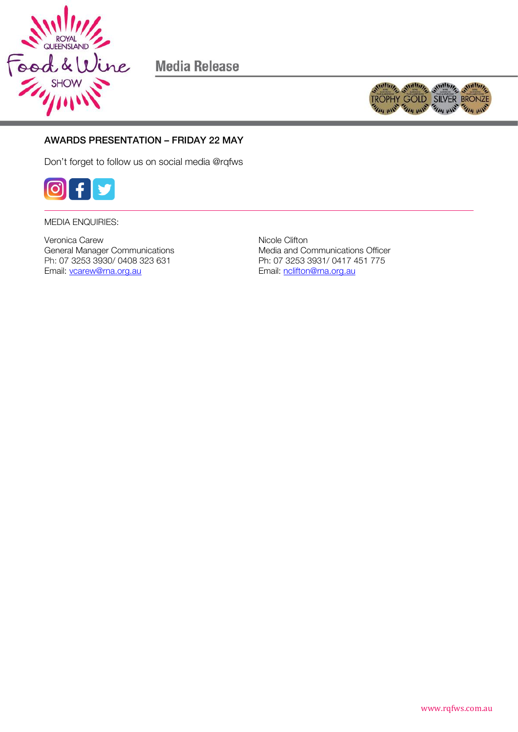**AWARDS PRESENTATION – FRIDAY 22 MAY**

Don't forget to follow us on social media @rqfws

---

MEDIA ENQUIRIES:

Veronica Carew
General Manager Communications
Ph: 07 3253 3930/ 0408 323 631
Email: vcarew@rna.org.au

Nicole Clifton
Media and Communications Officer
Ph: 07 3253 3931/ 0417 451 775
Email: nclifton@rna.org.au